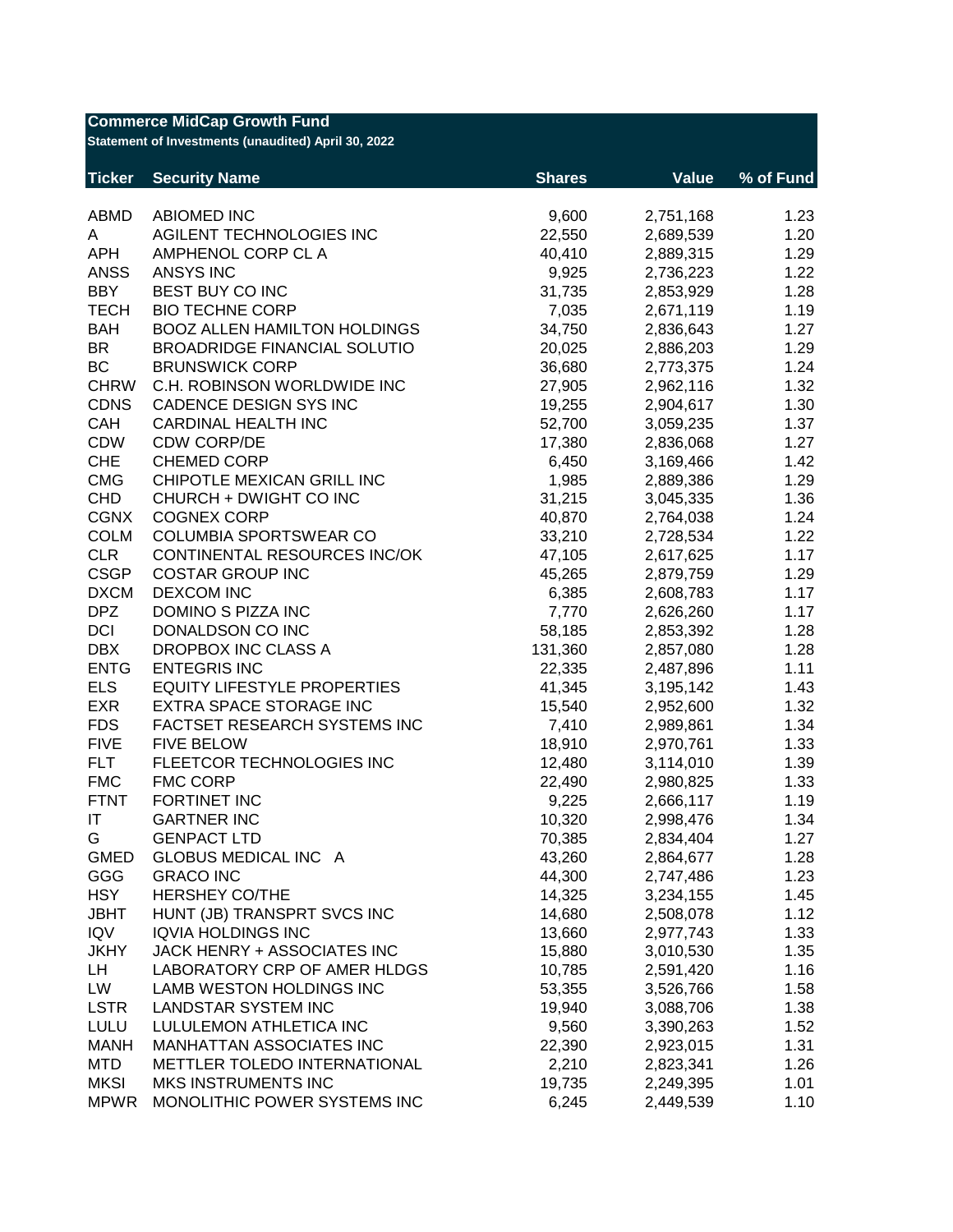## Commerce MidCap Growth Fund

**Statement of Investments (unaudited) April 30, 2022**

| Ticker | Security Name | Shares | Value | % of Fund |
|---|---|---|---|---|
| ABMD | ABIOMED INC | 9,600 | 2,751,168 | 1.23 |
| A | AGILENT TECHNOLOGIES INC | 22,550 | 2,689,539 | 1.20 |
| APH | AMPHENOL CORP CL A | 40,410 | 2,889,315 | 1.29 |
| ANSS | ANSYS INC | 9,925 | 2,736,223 | 1.22 |
| BBY | BEST BUY CO INC | 31,735 | 2,853,929 | 1.28 |
| TECH | BIO TECHNE CORP | 7,035 | 2,671,119 | 1.19 |
| BAH | BOOZ ALLEN HAMILTON HOLDINGS | 34,750 | 2,836,643 | 1.27 |
| BR | BROADRIDGE FINANCIAL SOLUTIO | 20,025 | 2,886,203 | 1.29 |
| BC | BRUNSWICK CORP | 36,680 | 2,773,375 | 1.24 |
| CHRW | C.H. ROBINSON WORLDWIDE INC | 27,905 | 2,962,116 | 1.32 |
| CDNS | CADENCE DESIGN SYS INC | 19,255 | 2,904,617 | 1.30 |
| CAH | CARDINAL HEALTH INC | 52,700 | 3,059,235 | 1.37 |
| CDW | CDW CORP/DE | 17,380 | 2,836,068 | 1.27 |
| CHE | CHEMED CORP | 6,450 | 3,169,466 | 1.42 |
| CMG | CHIPOTLE MEXICAN GRILL INC | 1,985 | 2,889,386 | 1.29 |
| CHD | CHURCH + DWIGHT CO INC | 31,215 | 3,045,335 | 1.36 |
| CGNX | COGNEX CORP | 40,870 | 2,764,038 | 1.24 |
| COLM | COLUMBIA SPORTSWEAR CO | 33,210 | 2,728,534 | 1.22 |
| CLR | CONTINENTAL RESOURCES INC/OK | 47,105 | 2,617,625 | 1.17 |
| CSGP | COSTAR GROUP INC | 45,265 | 2,879,759 | 1.29 |
| DXCM | DEXCOM INC | 6,385 | 2,608,783 | 1.17 |
| DPZ | DOMINO S PIZZA INC | 7,770 | 2,626,260 | 1.17 |
| DCI | DONALDSON CO INC | 58,185 | 2,853,392 | 1.28 |
| DBX | DROPBOX INC CLASS A | 131,360 | 2,857,080 | 1.28 |
| ENTG | ENTEGRIS INC | 22,335 | 2,487,896 | 1.11 |
| ELS | EQUITY LIFESTYLE PROPERTIES | 41,345 | 3,195,142 | 1.43 |
| EXR | EXTRA SPACE STORAGE INC | 15,540 | 2,952,600 | 1.32 |
| FDS | FACTSET RESEARCH SYSTEMS INC | 7,410 | 2,989,861 | 1.34 |
| FIVE | FIVE BELOW | 18,910 | 2,970,761 | 1.33 |
| FLT | FLEETCOR TECHNOLOGIES INC | 12,480 | 3,114,010 | 1.39 |
| FMC | FMC CORP | 22,490 | 2,980,825 | 1.33 |
| FTNT | FORTINET INC | 9,225 | 2,666,117 | 1.19 |
| IT | GARTNER INC | 10,320 | 2,998,476 | 1.34 |
| G | GENPACT LTD | 70,385 | 2,834,404 | 1.27 |
| GMED | GLOBUS MEDICAL INC A | 43,260 | 2,864,677 | 1.28 |
| GGG | GRACO INC | 44,300 | 2,747,486 | 1.23 |
| HSY | HERSHEY CO/THE | 14,325 | 3,234,155 | 1.45 |
| JBHT | HUNT (JB) TRANSPRT SVCS INC | 14,680 | 2,508,078 | 1.12 |
| IQV | IQVIA HOLDINGS INC | 13,660 | 2,977,743 | 1.33 |
| JKHY | JACK HENRY + ASSOCIATES INC | 15,880 | 3,010,530 | 1.35 |
| LH | LABORATORY CRP OF AMER HLDGS | 10,785 | 2,591,420 | 1.16 |
| LW | LAMB WESTON HOLDINGS INC | 53,355 | 3,526,766 | 1.58 |
| LSTR | LANDSTAR SYSTEM INC | 19,940 | 3,088,706 | 1.38 |
| LULU | LULULEMON ATHLETICA INC | 9,560 | 3,390,263 | 1.52 |
| MANH | MANHATTAN ASSOCIATES INC | 22,390 | 2,923,015 | 1.31 |
| MTD | METTLER TOLEDO INTERNATIONAL | 2,210 | 2,823,341 | 1.26 |
| MKSI | MKS INSTRUMENTS INC | 19,735 | 2,249,395 | 1.01 |
| MPWR | MONOLITHIC POWER SYSTEMS INC | 6,245 | 2,449,539 | 1.10 |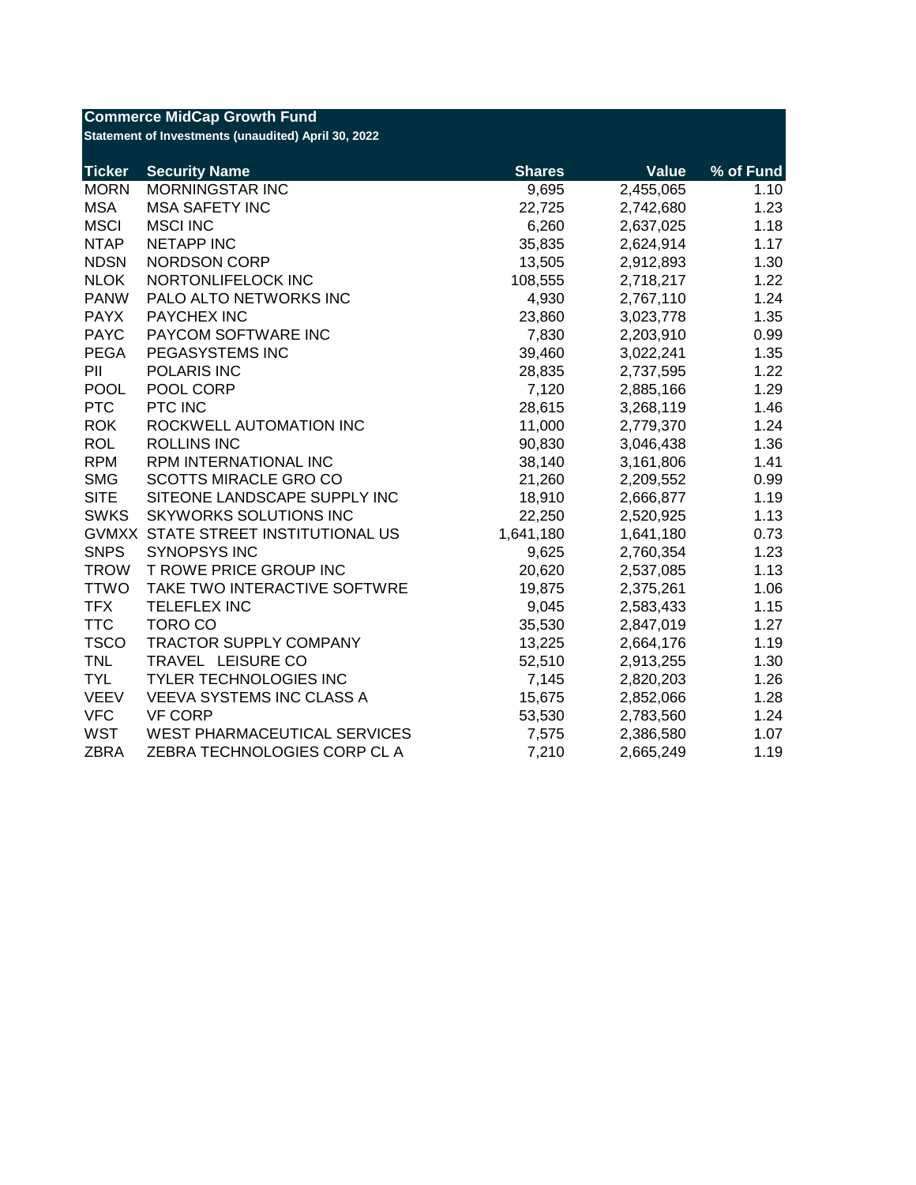**Commerce MidCap Growth Fund**

**Statement of Investments (unaudited) April 30, 2022**

| Ticker | Security Name | Shares | Value | % of Fund |
|---|---|---|---|---|
| MORN | MORNINGSTAR INC | 9,695 | 2,455,065 | 1.10 |
| MSA | MSA SAFETY INC | 22,725 | 2,742,680 | 1.23 |
| MSCI | MSCI INC | 6,260 | 2,637,025 | 1.18 |
| NTAP | NETAPP INC | 35,835 | 2,624,914 | 1.17 |
| NDSN | NORDSON CORP | 13,505 | 2,912,893 | 1.30 |
| NLOK | NORTONLIFELOCK INC | 108,555 | 2,718,217 | 1.22 |
| PANW | PALO ALTO NETWORKS INC | 4,930 | 2,767,110 | 1.24 |
| PAYX | PAYCHEX INC | 23,860 | 3,023,778 | 1.35 |
| PAYC | PAYCOM SOFTWARE INC | 7,830 | 2,203,910 | 0.99 |
| PEGA | PEGASYSTEMS INC | 39,460 | 3,022,241 | 1.35 |
| PII | POLARIS INC | 28,835 | 2,737,595 | 1.22 |
| POOL | POOL CORP | 7,120 | 2,885,166 | 1.29 |
| PTC | PTC INC | 28,615 | 3,268,119 | 1.46 |
| ROK | ROCKWELL AUTOMATION INC | 11,000 | 2,779,370 | 1.24 |
| ROL | ROLLINS INC | 90,830 | 3,046,438 | 1.36 |
| RPM | RPM INTERNATIONAL INC | 38,140 | 3,161,806 | 1.41 |
| SMG | SCOTTS MIRACLE GRO CO | 21,260 | 2,209,552 | 0.99 |
| SITE | SITEONE LANDSCAPE SUPPLY INC | 18,910 | 2,666,877 | 1.19 |
| SWKS | SKYWORKS SOLUTIONS INC | 22,250 | 2,520,925 | 1.13 |
| GVMXX | STATE STREET INSTITUTIONAL US | 1,641,180 | 1,641,180 | 0.73 |
| SNPS | SYNOPSYS INC | 9,625 | 2,760,354 | 1.23 |
| TROW | T ROWE PRICE GROUP INC | 20,620 | 2,537,085 | 1.13 |
| TTWO | TAKE TWO INTERACTIVE SOFTWRE | 19,875 | 2,375,261 | 1.06 |
| TFX | TELEFLEX INC | 9,045 | 2,583,433 | 1.15 |
| TTC | TORO CO | 35,530 | 2,847,019 | 1.27 |
| TSCO | TRACTOR SUPPLY COMPANY | 13,225 | 2,664,176 | 1.19 |
| TNL | TRAVEL LEISURE CO | 52,510 | 2,913,255 | 1.30 |
| TYL | TYLER TECHNOLOGIES INC | 7,145 | 2,820,203 | 1.26 |
| VEEV | VEEVA SYSTEMS INC CLASS A | 15,675 | 2,852,066 | 1.28 |
| VFC | VF CORP | 53,530 | 2,783,560 | 1.24 |
| WST | WEST PHARMACEUTICAL SERVICES | 7,575 | 2,386,580 | 1.07 |
| ZBRA | ZEBRA TECHNOLOGIES CORP CL A | 7,210 | 2,665,249 | 1.19 |